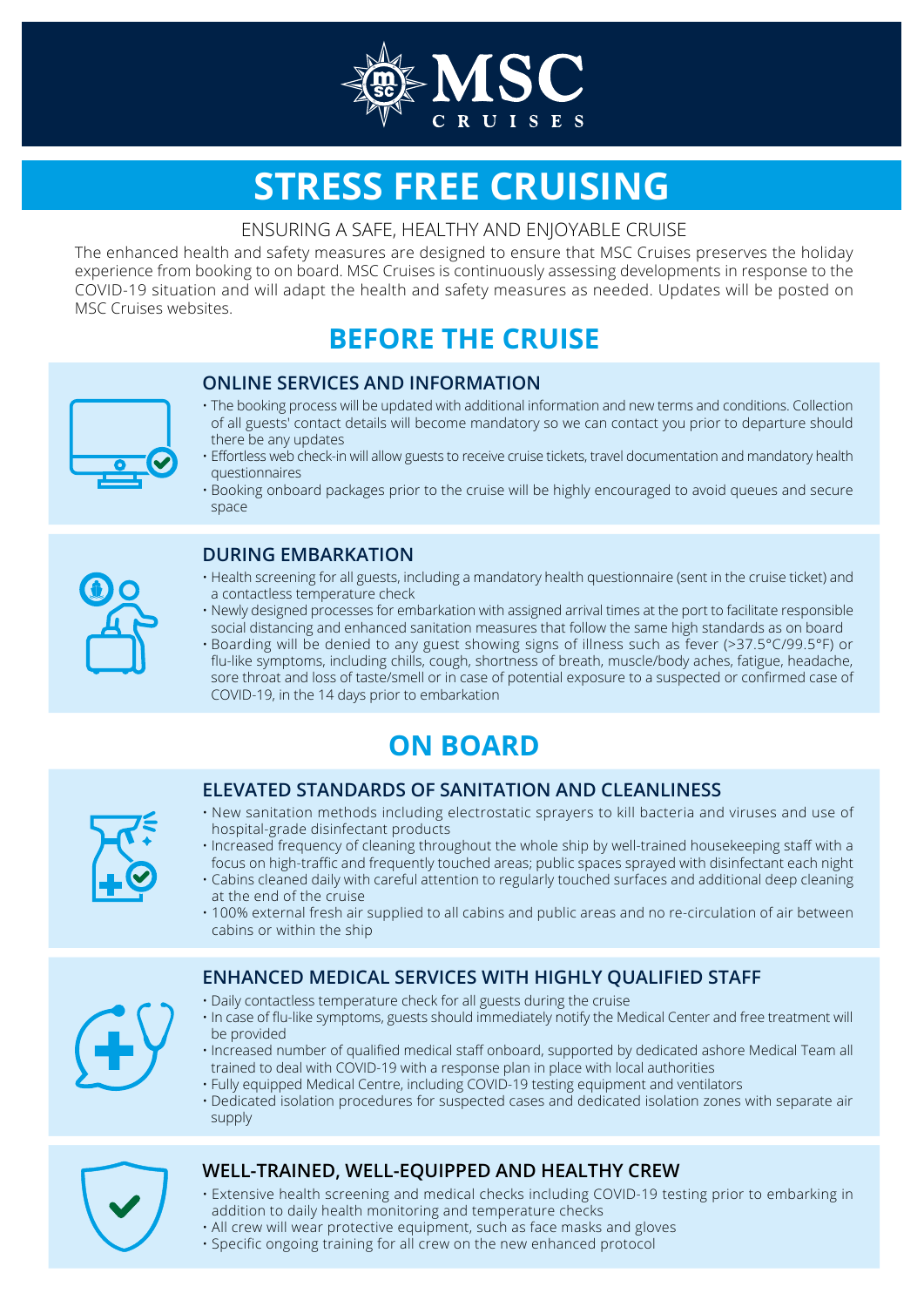# MSC CRUISES

# STRESS FREE CRUISING

ENSURING A SAFE, HEALTHY AND ENJOYABLE CRUISE

The enhanced health and safety measures are designed to ensure that MSC Cruises preserves the holiday experience from booking to on board. MSC Cruises is continuously assessing developments in response to the COVID-19 situation and will adapt the health and safety measures as needed. Updates will be posted on MSC Cruises websites.

## BEFORE THE CRUISE

### ONLINE SERVICES AND INFORMATION

- The booking process will be updated with additional information and new terms and conditions. Collection of all guests' contact details will become mandatory so we can contact you prior to departure should there be any updates
- Effortless web check-in will allow guests to receive cruise tickets, travel documentation and mandatory health questionnaires
- Booking onboard packages prior to the cruise will be highly encouraged to avoid queues and secure space

### DURING EMBARKATION

- Health screening for all guests, including a mandatory health questionnaire (sent in the cruise ticket) and a contactless temperature check
- Newly designed processes for embarkation with assigned arrival times at the port to facilitate responsible social distancing and enhanced sanitation measures that follow the same high standards as on board
- Boarding will be denied to any guest showing signs of illness such as fever (>37.5°C/99.5°F) or flu-like symptoms, including chills, cough, shortness of breath, muscle/body aches, fatigue, headache, sore throat and loss of taste/smell or in case of potential exposure to a suspected or confirmed case of COVID-19, in the 14 days prior to embarkation

## ON BOARD

### ELEVATED STANDARDS OF SANITATION AND CLEANLINESS

- New sanitation methods including electrostatic sprayers to kill bacteria and viruses and use of hospital-grade disinfectant products
- Increased frequency of cleaning throughout the whole ship by well-trained housekeeping staff with a focus on high-traffic and frequently touched areas; public spaces sprayed with disinfectant each night
- Cabins cleaned daily with careful attention to regularly touched surfaces and additional deep cleaning at the end of the cruise
- 100% external fresh air supplied to all cabins and public areas and no re-circulation of air between cabins or within the ship

### ENHANCED MEDICAL SERVICES WITH HIGHLY QUALIFIED STAFF

- Daily contactless temperature check for all guests during the cruise
- In case of flu-like symptoms, guests should immediately notify the Medical Center and free treatment will be provided
- Increased number of qualified medical staff onboard, supported by dedicated ashore Medical Team all trained to deal with COVID-19 with a response plan in place with local authorities
- Fully equipped Medical Centre, including COVID-19 testing equipment and ventilators
- Dedicated isolation procedures for suspected cases and dedicated isolation zones with separate air supply

### WELL-TRAINED, WELL-EQUIPPED AND HEALTHY CREW

- Extensive health screening and medical checks including COVID-19 testing prior to embarking in addition to daily health monitoring and temperature checks
- All crew will wear protective equipment, such as face masks and gloves
- Specific ongoing training for all crew on the new enhanced protocol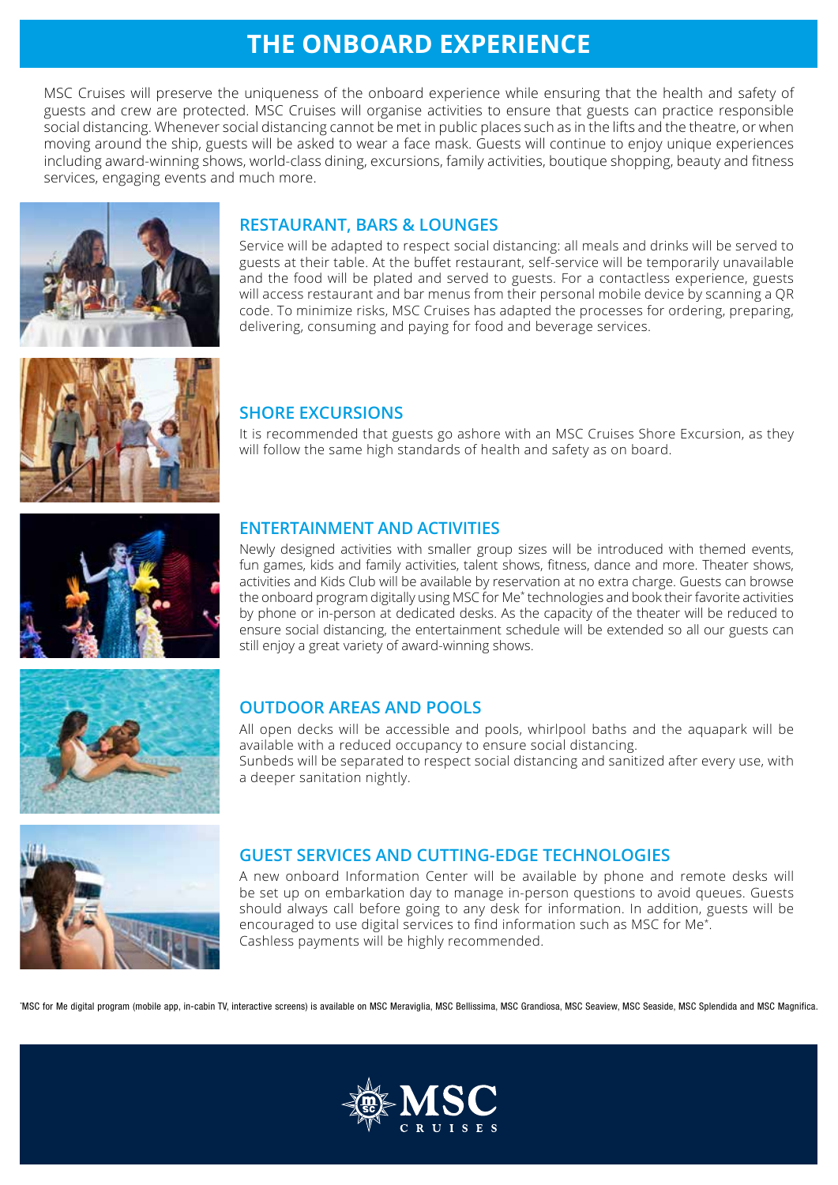# THE ONBOARD EXPERIENCE

MSC Cruises will preserve the uniqueness of the onboard experience while ensuring that the health and safety of guests and crew are protected. MSC Cruises will organise activities to ensure that guests can practice responsible social distancing. Whenever social distancing cannot be met in public places such as in the lifts and the theatre, or when moving around the ship, guests will be asked to wear a face mask. Guests will continue to enjoy unique experiences including award-winning shows, world-class dining, excursions, family activities, boutique shopping, beauty and fitness services, engaging events and much more.

## RESTAURANT, BARS & LOUNGES

Service will be adapted to respect social distancing: all meals and drinks will be served to guests at their table. At the buffet restaurant, self-service will be temporarily unavailable and the food will be plated and served to guests. For a contactless experience, guests will access restaurant and bar menus from their personal mobile device by scanning a QR code. To minimize risks, MSC Cruises has adapted the processes for ordering, preparing, delivering, consuming and paying for food and beverage services.

## SHORE EXCURSIONS

It is recommended that guests go ashore with an MSC Cruises Shore Excursion, as they will follow the same high standards of health and safety as on board.

## ENTERTAINMENT AND ACTIVITIES

Newly designed activities with smaller group sizes will be introduced with themed events, fun games, kids and family activities, talent shows, fitness, dance and more. Theater shows, activities and Kids Club will be available by reservation at no extra charge. Guests can browse the onboard program digitally using MSC for Me* technologies and book their favorite activities by phone or in-person at dedicated desks. As the capacity of the theater will be reduced to ensure social distancing, the entertainment schedule will be extended so all our guests can still enjoy a great variety of award-winning shows.

## OUTDOOR AREAS AND POOLS

All open decks will be accessible and pools, whirlpool baths and the aquapark will be available with a reduced occupancy to ensure social distancing.
Sunbeds will be separated to respect social distancing and sanitized after every use, with a deeper sanitation nightly.

## GUEST SERVICES AND CUTTING-EDGE TECHNOLOGIES

A new onboard Information Center will be available by phone and remote desks will be set up on embarkation day to manage in-person questions to avoid queues. Guests should always call before going to any desk for information. In addition, guests will be encouraged to use digital services to find information such as MSC for Me*.
Cashless payments will be highly recommended.

*MSC for Me digital program (mobile app, in-cabin TV, interactive screens) is available on MSC Meraviglia, MSC Bellissima, MSC Grandiosa, MSC Seaview, MSC Seaside, MSC Splendida and MSC Magnifica.

MSC CRUISES